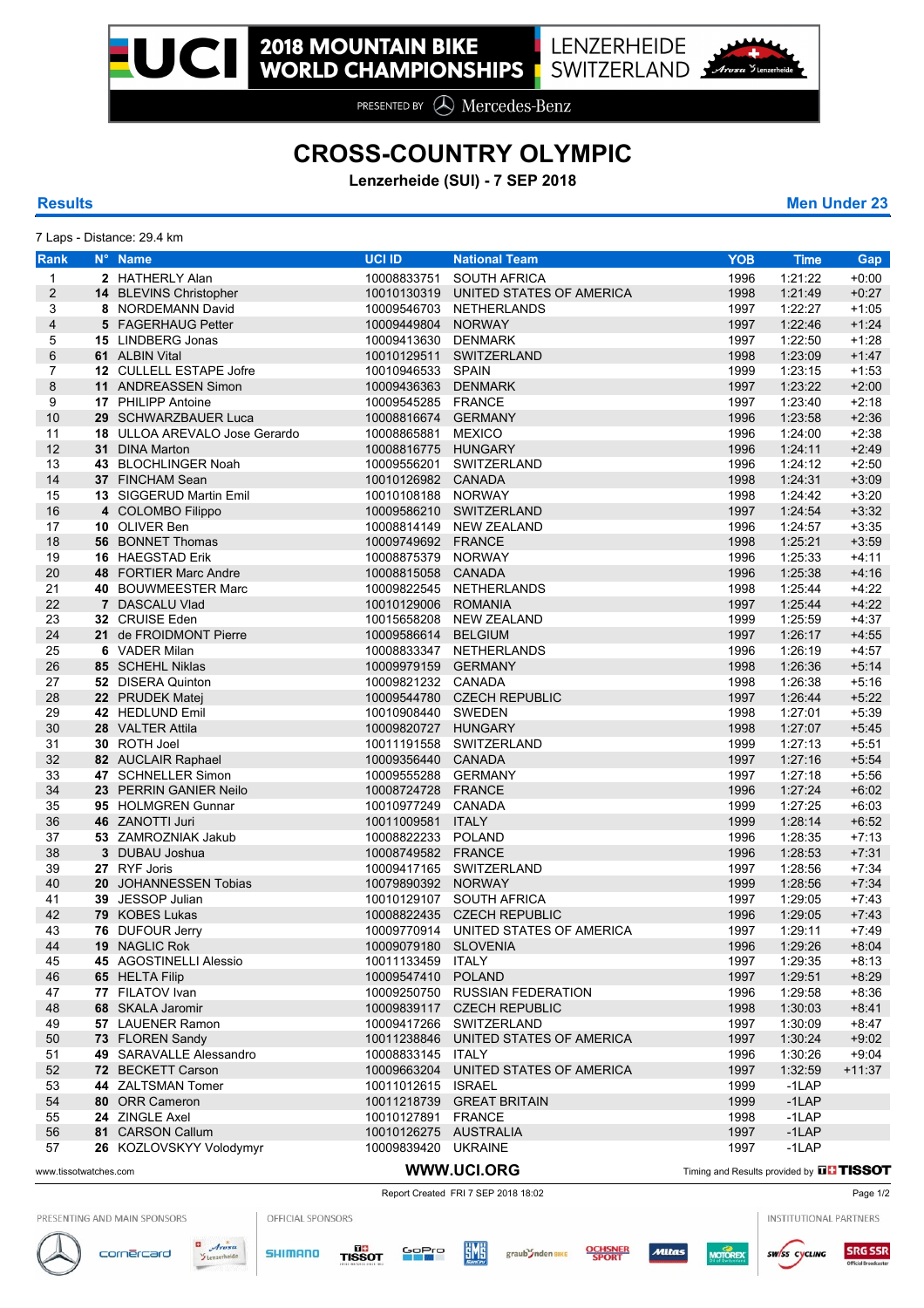# 2018 MOUNTAIN BIKE WORLD CHAMPIONSHIPS

LENZERHEIDE SWITZERLAND

PRESENTED BY Mercedes-Benz

## CROSS-COUNTRY OLYMPIC

**Lenzerheide (SUI) - 7 SEP 2018**

**Results** | **Men Under 23**

7 Laps - Distance: 29.4 km

| Rank | N° | Name | UCI ID | National Team | YOB | Time | Gap |
|---|---|---|---|---|---|---|---|
| 1 | 2 | HATHERLY Alan | 10008833751 | SOUTH AFRICA | 1996 | 1:21:22 | +0:00 |
| 2 | 14 | BLEVINS Christopher | 10010130319 | UNITED STATES OF AMERICA | 1998 | 1:21:49 | +0:27 |
| 3 | 8 | NORDEMANN David | 10009546703 | NETHERLANDS | 1997 | 1:22:27 | +1:05 |
| 4 | 5 | FAGERHAUG Petter | 10009449804 | NORWAY | 1997 | 1:22:46 | +1:24 |
| 5 | 15 | LINDBERG Jonas | 10009413630 | DENMARK | 1997 | 1:22:50 | +1:28 |
| 6 | 61 | ALBIN Vital | 10010129511 | SWITZERLAND | 1998 | 1:23:09 | +1:47 |
| 7 | 12 | CULLELL ESTAPE Jofre | 10010946533 | SPAIN | 1999 | 1:23:15 | +1:53 |
| 8 | 11 | ANDREASSEN Simon | 10009436363 | DENMARK | 1997 | 1:23:22 | +2:00 |
| 9 | 17 | PHILIPP Antoine | 10009545285 | FRANCE | 1997 | 1:23:40 | +2:18 |
| 10 | 29 | SCHWARZBAUER Luca | 10008816674 | GERMANY | 1996 | 1:23:58 | +2:36 |
| 11 | 18 | ULLOA AREVALO Jose Gerardo | 10008865881 | MEXICO | 1996 | 1:24:00 | +2:38 |
| 12 | 31 | DINA Marton | 10008816775 | HUNGARY | 1996 | 1:24:11 | +2:49 |
| 13 | 43 | BLOCHLINGER Noah | 10009556201 | SWITZERLAND | 1996 | 1:24:12 | +2:50 |
| 14 | 37 | FINCHAM Sean | 10010126982 | CANADA | 1998 | 1:24:31 | +3:09 |
| 15 | 13 | SIGGERUD Martin Emil | 10010108188 | NORWAY | 1998 | 1:24:42 | +3:20 |
| 16 | 4 | COLOMBO Filippo | 10009586210 | SWITZERLAND | 1997 | 1:24:54 | +3:32 |
| 17 | 10 | OLIVER Ben | 10008814149 | NEW ZEALAND | 1996 | 1:24:57 | +3:35 |
| 18 | 56 | BONNET Thomas | 10009749692 | FRANCE | 1998 | 1:25:21 | +3:59 |
| 19 | 16 | HAEGSTAD Erik | 10008875379 | NORWAY | 1996 | 1:25:33 | +4:11 |
| 20 | 48 | FORTIER Marc Andre | 10008815058 | CANADA | 1996 | 1:25:38 | +4:16 |
| 21 | 40 | BOUWMEESTER Marc | 10009822545 | NETHERLANDS | 1998 | 1:25:44 | +4:22 |
| 22 | 7 | DASCALU Vlad | 10010129006 | ROMANIA | 1997 | 1:25:44 | +4:22 |
| 23 | 32 | CRUISE Eden | 10015658208 | NEW ZEALAND | 1999 | 1:25:59 | +4:37 |
| 24 | 21 | de FROIDMONT Pierre | 10009586614 | BELGIUM | 1997 | 1:26:17 | +4:55 |
| 25 | 6 | VADER Milan | 10008833347 | NETHERLANDS | 1996 | 1:26:19 | +4:57 |
| 26 | 85 | SCHEHL Niklas | 10009979159 | GERMANY | 1998 | 1:26:36 | +5:14 |
| 27 | 52 | DISERA Quinton | 10009821232 | CANADA | 1998 | 1:26:38 | +5:16 |
| 28 | 22 | PRUDEK Matej | 10009544780 | CZECH REPUBLIC | 1997 | 1:26:44 | +5:22 |
| 29 | 42 | HEDLUND Emil | 10010908440 | SWEDEN | 1998 | 1:27:01 | +5:39 |
| 30 | 28 | VALTER Attila | 10009820727 | HUNGARY | 1998 | 1:27:07 | +5:45 |
| 31 | 30 | ROTH Joel | 10011191558 | SWITZERLAND | 1999 | 1:27:13 | +5:51 |
| 32 | 82 | AUCLAIR Raphael | 10009356440 | CANADA | 1997 | 1:27:16 | +5:54 |
| 33 | 47 | SCHNELLER Simon | 10009555288 | GERMANY | 1997 | 1:27:18 | +5:56 |
| 34 | 23 | PERRIN GANIER Neilo | 10008724728 | FRANCE | 1996 | 1:27:24 | +6:02 |
| 35 | 95 | HOLMGREN Gunnar | 10010977249 | CANADA | 1999 | 1:27:25 | +6:03 |
| 36 | 46 | ZANOTTI Juri | 10011009581 | ITALY | 1999 | 1:28:14 | +6:52 |
| 37 | 53 | ZAMROZNIAK Jakub | 10008822233 | POLAND | 1996 | 1:28:35 | +7:13 |
| 38 | 3 | DUBAU Joshua | 10008749582 | FRANCE | 1996 | 1:28:53 | +7:31 |
| 39 | 27 | RYF Joris | 10009417165 | SWITZERLAND | 1997 | 1:28:56 | +7:34 |
| 40 | 20 | JOHANNESSEN Tobias | 10079890392 | NORWAY | 1999 | 1:28:56 | +7:34 |
| 41 | 39 | JESSOP Julian | 10010129107 | SOUTH AFRICA | 1997 | 1:29:05 | +7:43 |
| 42 | 79 | KOBES Lukas | 10008822435 | CZECH REPUBLIC | 1996 | 1:29:05 | +7:43 |
| 43 | 76 | DUFOUR Jerry | 10009770914 | UNITED STATES OF AMERICA | 1997 | 1:29:11 | +7:49 |
| 44 | 19 | NAGLIC Rok | 10009079180 | SLOVENIA | 1996 | 1:29:26 | +8:04 |
| 45 | 45 | AGOSTINELLI Alessio | 10011133459 | ITALY | 1997 | 1:29:35 | +8:13 |
| 46 | 65 | HELTA Filip | 10009547410 | POLAND | 1997 | 1:29:51 | +8:29 |
| 47 | 77 | FILATOV Ivan | 10009250750 | RUSSIAN FEDERATION | 1996 | 1:29:58 | +8:36 |
| 48 | 68 | SKALA Jaromir | 10009839117 | CZECH REPUBLIC | 1998 | 1:30:03 | +8:41 |
| 49 | 57 | LAUENER Ramon | 10009417266 | SWITZERLAND | 1997 | 1:30:09 | +8:47 |
| 50 | 73 | FLOREN Sandy | 10011238846 | UNITED STATES OF AMERICA | 1997 | 1:30:24 | +9:02 |
| 51 | 49 | SARAVALLE Alessandro | 10008833145 | ITALY | 1996 | 1:30:26 | +9:04 |
| 52 | 72 | BECKETT Carson | 10009663204 | UNITED STATES OF AMERICA | 1997 | 1:32:59 | +11:37 |
| 53 | 44 | ZALTSMAN Tomer | 10011012615 | ISRAEL | 1999 | -1LAP | |
| 54 | 80 | ORR Cameron | 10011218739 | GREAT BRITAIN | 1999 | -1LAP | |
| 55 | 24 | ZINGLE Axel | 10010127891 | FRANCE | 1998 | -1LAP | |
| 56 | 81 | CARSON Callum | 10010126275 | AUSTRALIA | 1997 | -1LAP | |
| 57 | 26 | KOZLOVSKYY Volodymyr | 10009839420 | UKRAINE | 1997 | -1LAP | |

www.tissotwatches.com | WWW.UCI.ORG | Timing and Results provided by TISSOT

Report Created FRI 7 SEP 2018 18:02

PRESENTING AND MAIN SPONSORS | OFFICIAL SPONSORS | INSTITUTIONAL PARTNERS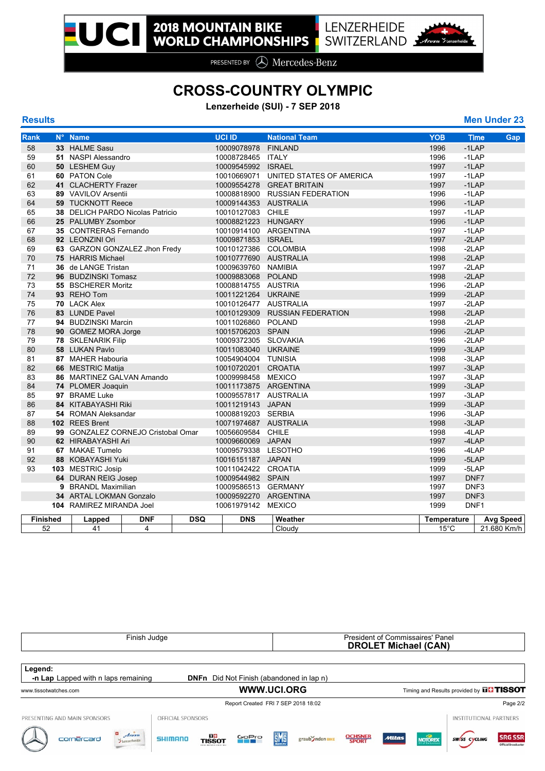2018 MOUNTAIN BIKE WORLD CHAMPIONSHIPS
LENZERHEIDE SWITZERLAND

PRESENTED BY Mercedes-Benz

# CROSS-COUNTRY OLYMPIC

**Lenzerheide (SUI) - 7 SEP 2018**

**Results** | **Men Under 23**

| Rank | N° | Name | UCI ID | National Team | YOB | Time | Gap |
|---|---|---|---|---|---|---|---|
| 58 | **33** | HALME Sasu | 10009078978 | FINLAND | 1996 | -1LAP | |
| 59 | **51** | NASPI Alessandro | 10008728465 | ITALY | 1996 | -1LAP | |
| 60 | **50** | LESHEM Guy | 10009545992 | ISRAEL | 1997 | -1LAP | |
| 61 | **60** | PATON Cole | 10010669071 | UNITED STATES OF AMERICA | 1997 | -1LAP | |
| 62 | **41** | CLACHERTY Frazer | 10009554278 | GREAT BRITAIN | 1997 | -1LAP | |
| 63 | **89** | VAVILOV Arsentii | 10008818900 | RUSSIAN FEDERATION | 1996 | -1LAP | |
| 64 | **59** | TUCKNOTT Reece | 10009144353 | AUSTRALIA | 1996 | -1LAP | |
| 65 | **38** | DELICH PARDO Nicolas Patricio | 10010127083 | CHILE | 1997 | -1LAP | |
| 66 | **25** | PALUMBY Zsombor | 10008821223 | HUNGARY | 1996 | -1LAP | |
| 67 | **35** | CONTRERAS Fernando | 10010914100 | ARGENTINA | 1997 | -1LAP | |
| 68 | **92** | LEONZINI Ori | 10009871853 | ISRAEL | 1997 | -2LAP | |
| 69 | **63** | GARZON GONZALEZ Jhon Fredy | 10010127386 | COLOMBIA | 1998 | -2LAP | |
| 70 | **75** | HARRIS Michael | 10010777690 | AUSTRALIA | 1998 | -2LAP | |
| 71 | **36** | de LANGE Tristan | 10009639760 | NAMIBIA | 1997 | -2LAP | |
| 72 | **96** | BUDZINSKI Tomasz | 10009883068 | POLAND | 1998 | -2LAP | |
| 73 | **55** | BSCHERER Moritz | 10008814755 | AUSTRIA | 1996 | -2LAP | |
| 74 | **93** | REHO Tom | 10011221264 | UKRAINE | 1999 | -2LAP | |
| 75 | **70** | LACK Alex | 10010126477 | AUSTRALIA | 1997 | -2LAP | |
| 76 | **83** | LUNDE Pavel | 10010129309 | RUSSIAN FEDERATION | 1998 | -2LAP | |
| 77 | **94** | BUDZINSKI Marcin | 10011026860 | POLAND | 1998 | -2LAP | |
| 78 | **90** | GOMEZ MORA Jorge | 10015706203 | SPAIN | 1996 | -2LAP | |
| 79 | **78** | SKLENARIK Filip | 10009372305 | SLOVAKIA | 1996 | -2LAP | |
| 80 | **58** | LUKAN Pavlo | 10011083040 | UKRAINE | 1999 | -3LAP | |
| 81 | **87** | MAHER Habouria | 10054904004 | TUNISIA | 1998 | -3LAP | |
| 82 | **66** | MESTRIC Matija | 10010720201 | CROATIA | 1997 | -3LAP | |
| 83 | **86** | MARTINEZ GALVAN Amando | 10009998458 | MEXICO | 1997 | -3LAP | |
| 84 | **74** | PLOMER Joaquin | 10011173875 | ARGENTINA | 1999 | -3LAP | |
| 85 | **97** | BRAME Luke | 10009557817 | AUSTRALIA | 1997 | -3LAP | |
| 86 | **84** | KITABAYASHI Riki | 10011219143 | JAPAN | 1999 | -3LAP | |
| 87 | **54** | ROMAN Aleksandar | 10008819203 | SERBIA | 1996 | -3LAP | |
| 88 | **102** | REES Brent | 10071974687 | AUSTRALIA | 1998 | -3LAP | |
| 89 | **99** | GONZALEZ CORNEJO Cristobal Omar | 10056609584 | CHILE | 1998 | -4LAP | |
| 90 | **62** | HIRABAYASHI Ari | 10009660069 | JAPAN | 1997 | -4LAP | |
| 91 | **67** | MAKAE Tumelo | 10009579338 | LESOTHO | 1996 | -4LAP | |
| 92 | **88** | KOBAYASHI Yuki | 10016151187 | JAPAN | 1999 | -5LAP | |
| 93 | **103** | MESTRIC Josip | 10011042422 | CROATIA | 1999 | -5LAP | |
| | **64** | DURAN REIG Josep | 10009544982 | SPAIN | 1997 | DNF7 | |
| | **9** | BRANDL Maximilian | 10009586513 | GERMANY | 1997 | DNF3 | |
| | **34** | ARTAL LOKMAN Gonzalo | 10009592270 | ARGENTINA | 1997 | DNF3 | |
| | **104** | RAMIREZ MIRANDA Joel | 10061979142 | MEXICO | 1999 | DNF1 | |

| Finished | Lapped | DNF | DSQ | DNS | Weather | Temperature | Avg Speed |
|---|---|---|---|---|---|---|---|
| 52 | 41 | 4 | | | Cloudy | 15°C | 21.680 Km/h |

| Finish Judge | President of Commissaires' Panel |
|---|---|
| | **DROLET Michael (CAN)** |

**Legend:**
**-n Lap** Lapped with n laps remaining
**DNFn** Did Not Finish (abandoned in lap n)

www.tissotwatches.com | **WWW.UCI.ORG** | Timing and Results provided by TISSOT

Report Created FRI 7 SEP 2018 18:02

PRESENTING AND MAIN SPONSORS | OFFICIAL SPONSORS | INSTITUTIONAL PARTNERS